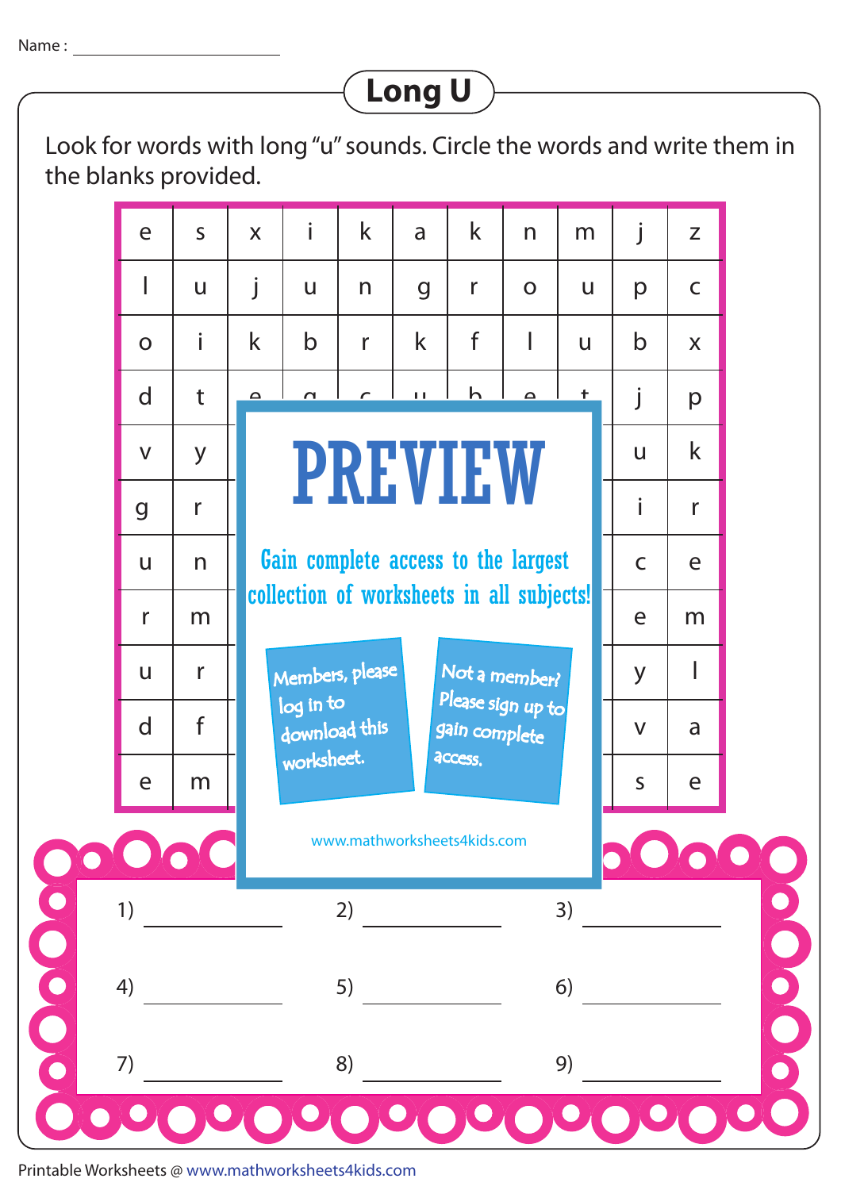Name : ____________________

# Long U

Look for words with long "u" sounds. Circle the words and write them in the blanks provided.

| | | | | | | | | | | |
|---|---|---|---|---|---|---|---|---|---|---|
| e | s | x | i | k | a | k | n | m | j | z |
| l | u | j | u | n | g | r | o | u | p | c |
| o | i | k | b | r | k | f | l | u | b | x |
| d | t | e | g | c | u | h | e | t | j | p |
| v | y | | | | | | | | u | k |
| g | r | | | | | | | | i | r |
| u | n | | | | | | | | c | e |
| r | m | | | | | | | | e | m |
| u | r | | | | | | | | y | l |
| d | f | | | | | | | | v | a |
| e | m | | | | | | | | s | e |

PREVIEW

Gain complete access to the largest collection of worksheets in all subjects!

Members, please log in to download this worksheet.

Not a member? Please sign up to gain complete access.

www.mathworksheets4kids.com

1) ____________ 2) ____________ 3) ____________

4) ____________ 5) ____________ 6) ____________

7) ____________ 8) ____________ 9) ____________

Printable Worksheets @ www.mathworksheets4kids.com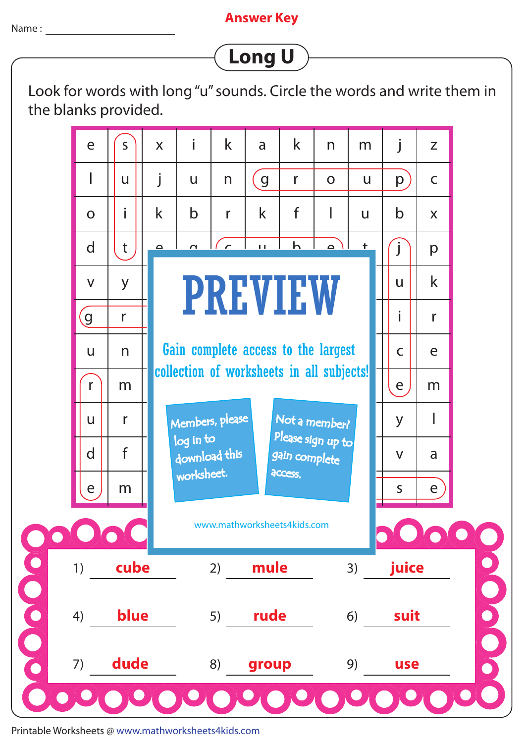**Answer Key**

Name : ____________________

# Long U

Look for words with long "u" sounds. Circle the words and write them in the blanks provided.

| | | | | | | | | | | |
|---|---|---|---|---|---|---|---|---|---|---|
| e | s | x | i | k | a | k | n | m | j | z |
| l | u | j | u | n | g | r | o | u | p | c |
| o | i | k | b | r | k | f | l | u | b | x |
| d | t | e | g | c | u | b | e | t | j | p |
| v | y | | | | | | | | u | k |
| g | r | | | | | | | | i | r |
| u | n | | | | | | | | c | e |
| r | m | | | | | | | | e | m |
| u | r | | | | | | | | y | l |
| d | f | | | | | | | | v | a |
| e | m | | | | | | | | s | e |

PREVIEW

Gain complete access to the largest collection of worksheets in all subjects!

Members, please log in to download this worksheet.

Not a member? Please sign up to gain complete access.

www.mathworksheets4kids.com

1) cube
2) mule
3) juice
4) blue
5) rude
6) suit
7) dude
8) group
9) use